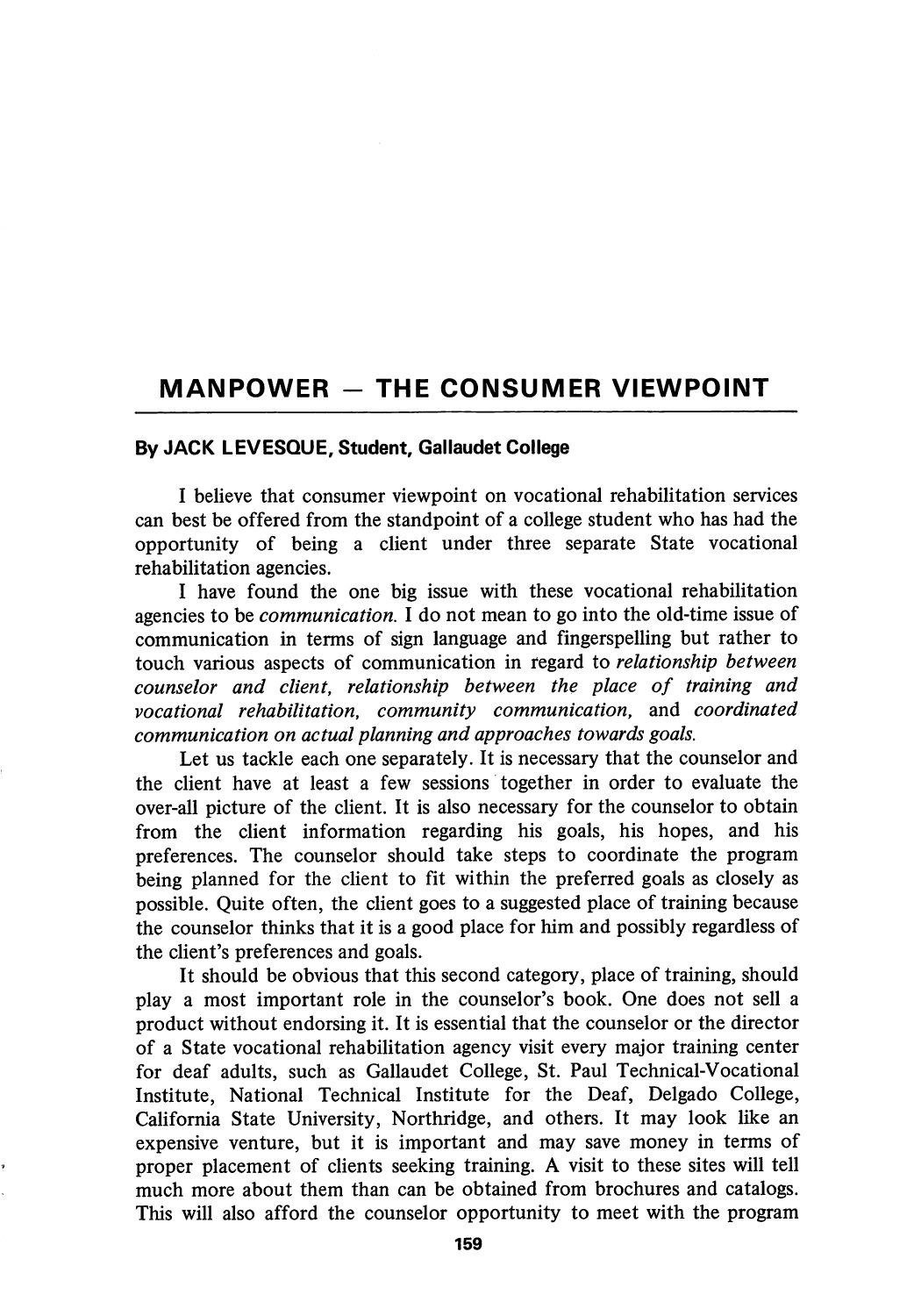# MANPOWER — THE CONSUMER VIEWPOINT

**By JACK LEVESQUE, Student, Gallaudet College**

I believe that consumer viewpoint on vocational rehabilitation services can best be offered from the standpoint of a college student who has had the opportunity of being a client under three separate State vocational rehabilitation agencies.

I have found the one big issue with these vocational rehabilitation agencies to be *communication.* I do not mean to go into the old-time issue of communication in terms of sign language and fingerspelling but rather to touch various aspects of communication in regard to *relationship between counselor and client, relationship between the place of training and vocational rehabilitation, community communication,* and *coordinated communication on actual planning and approaches towards goals.*

Let us tackle each one separately. It is necessary that the counselor and the client have at least a few sessions together in order to evaluate the over-all picture of the client. It is also necessary for the counselor to obtain from the client information regarding his goals, his hopes, and his preferences. The counselor should take steps to coordinate the program being planned for the client to fit within the preferred goals as closely as possible. Quite often, the client goes to a suggested place of training because the counselor thinks that it is a good place for him and possibly regardless of the client's preferences and goals.

It should be obvious that this second category, place of training, should play a most important role in the counselor's book. One does not sell a product without endorsing it. It is essential that the counselor or the director of a State vocational rehabilitation agency visit every major training center for deaf adults, such as Gallaudet College, St. Paul Technical-Vocational Institute, National Technical Institute for the Deaf, Delgado College, California State University, Northridge, and others. It may look like an expensive venture, but it is important and may save money in terms of proper placement of clients seeking training. A visit to these sites will tell much more about them than can be obtained from brochures and catalogs. This will also afford the counselor opportunity to meet with the program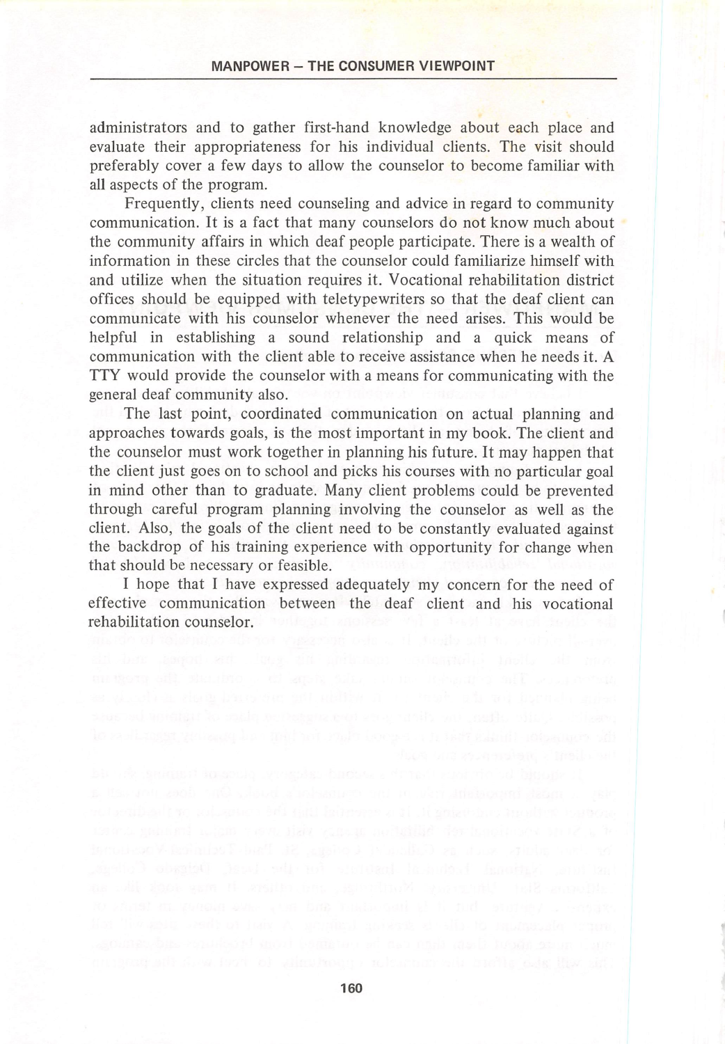administrators and to gather first-hand knowledge about each place and evaluate their appropriateness for his individual clients. The visit should preferably cover a few days to allow the counselor to become familiar with all aspects of the program.

Frequently, clients need counseling and advice in regard to community communication. It is a fact that many counselors do not know much about the community affairs in which deaf people participate. There is a wealth of information in these circles that the counselor could familiarize himself with and utilize when the situation requires it. Vocational rehabilitation district offices should be equipped with teletypewriters so that the deaf client can communicate with his counselor whenever the need arises. This would be helpful in establishing a sound relationship and a quick means of communication with the client able to receive assistance when he needs it. A TTY would provide the counselor with a means for communicating with the general deaf community also.

The last point, coordinated communication on actual planning and approaches towards goals, is the most important in my book. The client and the counselor must work together in planning his future. It may happen that the client just goes on to school and picks his courses with no particular goal in mind other than to graduate. Many client problems could be prevented through careful program planning involving the counselor as well as the client. Also, the goals of the client need to be constantly evaluated against the backdrop of his training experience with opportunity for change when that should be necessary or feasible.

I hope that I have expressed adequately my concern for the need of effective communication between the deaf client and his vocational rehabilitation counselor.